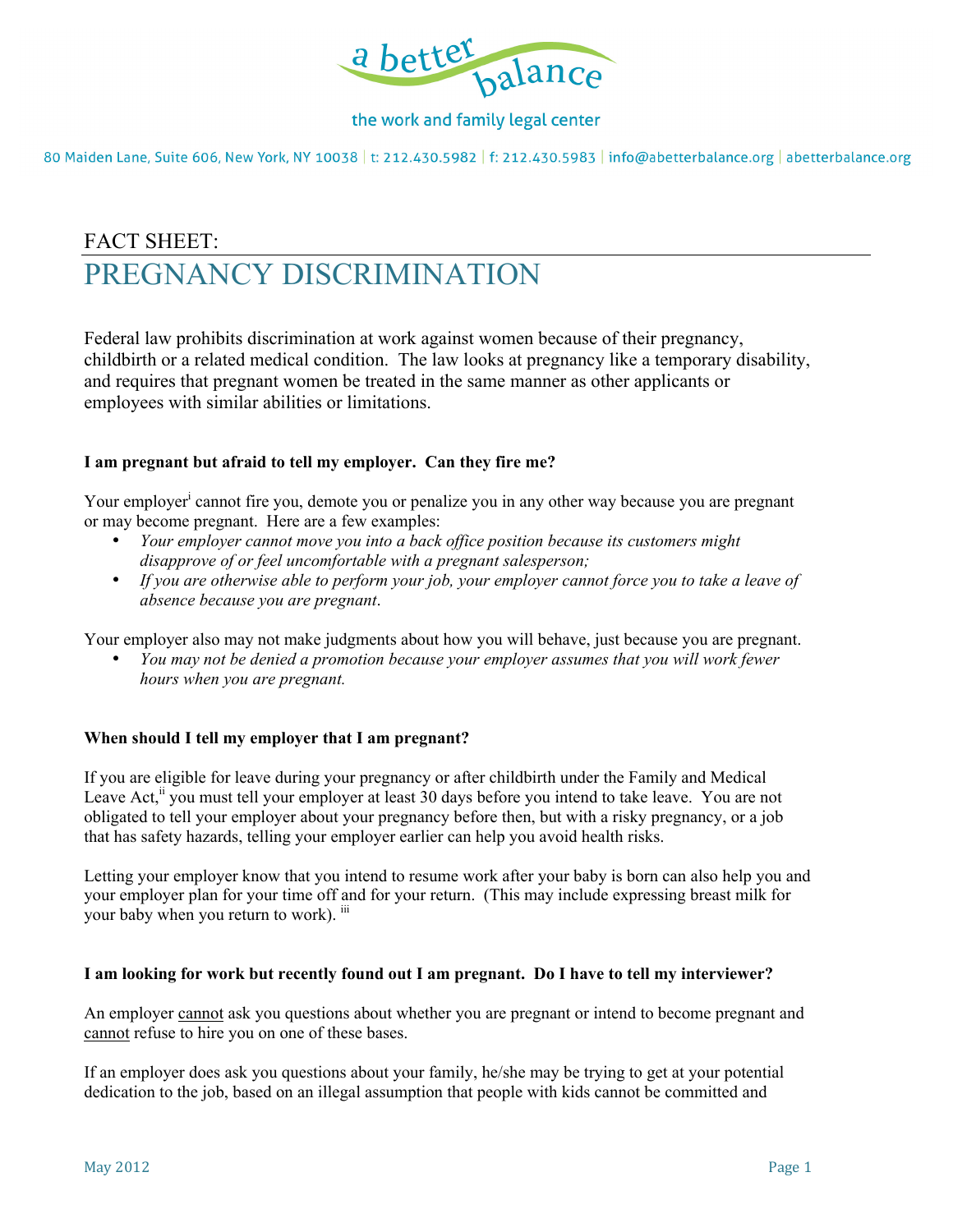a better balance

the work and family legal center

80 Maiden Lane, Suite 606, New York, NY 10038 | t: 212.430.5982 | f: 212.430.5983 | info@abetterbalance.org | abetterbalance.org

FACT SHEET:

# PREGNANCY DISCRIMINATION

Federal law prohibits discrimination at work against women because of their pregnancy, childbirth or a related medical condition. The law looks at pregnancy like a temporary disability, and requires that pregnant women be treated in the same manner as other applicants or employees with similar abilities or limitations.

**I am pregnant but afraid to tell my employer. Can they fire me?**

Your employer[i] cannot fire you, demote you or penalize you in any other way because you are pregnant or may become pregnant. Here are a few examples:

- *Your employer cannot move you into a back office position because its customers might disapprove of or feel uncomfortable with a pregnant salesperson;*
- *If you are otherwise able to perform your job, your employer cannot force you to take a leave of absence because you are pregnant*.

Your employer also may not make judgments about how you will behave, just because you are pregnant.

- *You may not be denied a promotion because your employer assumes that you will work fewer hours when you are pregnant.*

**When should I tell my employer that I am pregnant?**

If you are eligible for leave during your pregnancy or after childbirth under the Family and Medical Leave Act,[ii] you must tell your employer at least 30 days before you intend to take leave. You are not obligated to tell your employer about your pregnancy before then, but with a risky pregnancy, or a job that has safety hazards, telling your employer earlier can help you avoid health risks.

Letting your employer know that you intend to resume work after your baby is born can also help you and your employer plan for your time off and for your return. (This may include expressing breast milk for your baby when you return to work). [iii]

**I am looking for work but recently found out I am pregnant. Do I have to tell my interviewer?**

An employer <u>cannot</u> ask you questions about whether you are pregnant or intend to become pregnant and <u>cannot</u> refuse to hire you on one of these bases.

If an employer does ask you questions about your family, he/she may be trying to get at your potential dedication to the job, based on an illegal assumption that people with kids cannot be committed and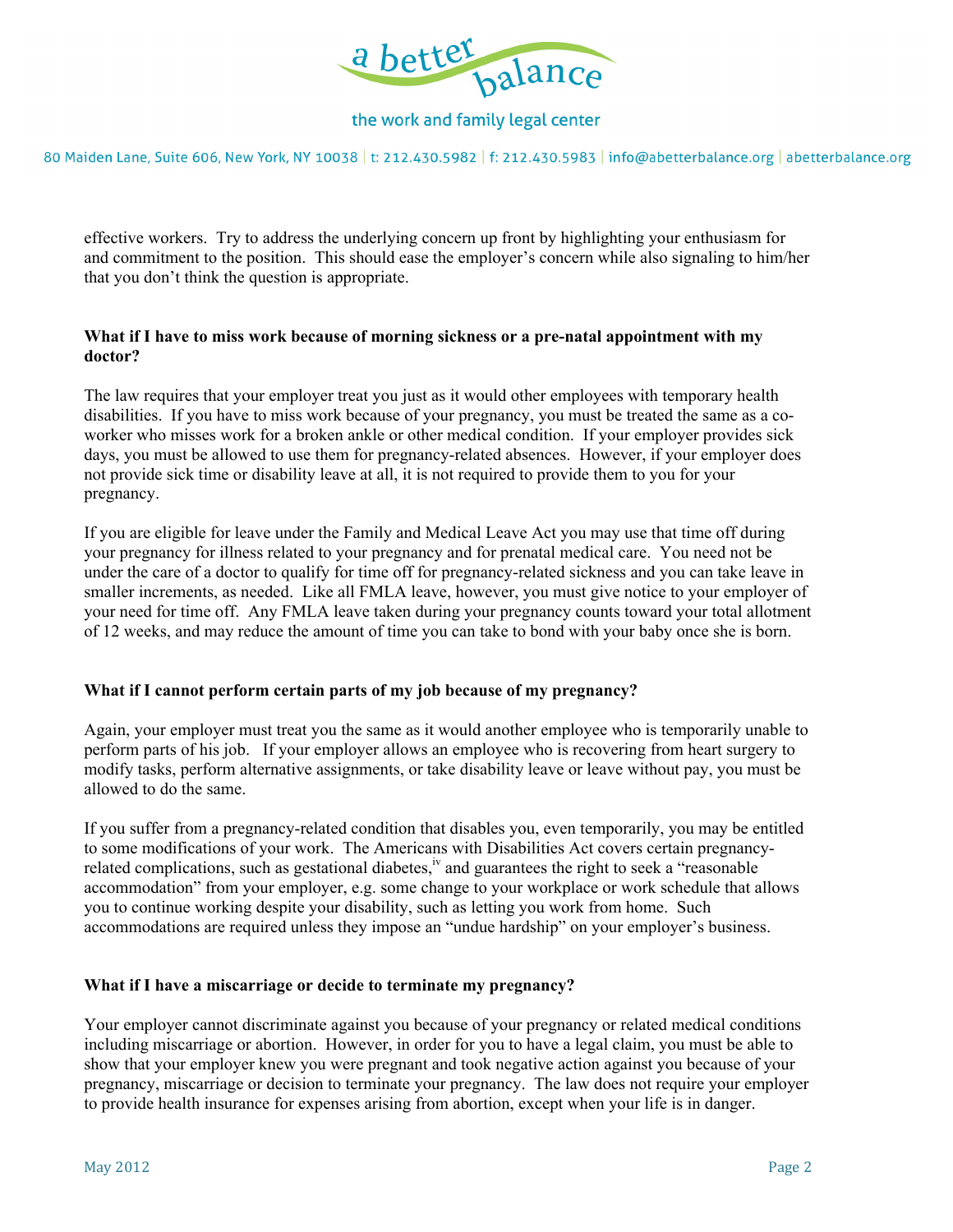effective workers. Try to address the underlying concern up front by highlighting your enthusiasm for and commitment to the position. This should ease the employer's concern while also signaling to him/her that you don't think the question is appropriate.

**What if I have to miss work because of morning sickness or a pre-natal appointment with my doctor?**

The law requires that your employer treat you just as it would other employees with temporary health disabilities. If you have to miss work because of your pregnancy, you must be treated the same as a co-worker who misses work for a broken ankle or other medical condition. If your employer provides sick days, you must be allowed to use them for pregnancy-related absences. However, if your employer does not provide sick time or disability leave at all, it is not required to provide them to you for your pregnancy.

If you are eligible for leave under the Family and Medical Leave Act you may use that time off during your pregnancy for illness related to your pregnancy and for prenatal medical care. You need not be under the care of a doctor to qualify for time off for pregnancy-related sickness and you can take leave in smaller increments, as needed. Like all FMLA leave, however, you must give notice to your employer of your need for time off. Any FMLA leave taken during your pregnancy counts toward your total allotment of 12 weeks, and may reduce the amount of time you can take to bond with your baby once she is born.

**What if I cannot perform certain parts of my job because of my pregnancy?**

Again, your employer must treat you the same as it would another employee who is temporarily unable to perform parts of his job. If your employer allows an employee who is recovering from heart surgery to modify tasks, perform alternative assignments, or take disability leave or leave without pay, you must be allowed to do the same.

If you suffer from a pregnancy-related condition that disables you, even temporarily, you may be entitled to some modifications of your work. The Americans with Disabilities Act covers certain pregnancy-related complications, such as gestational diabetes,[iv] and guarantees the right to seek a "reasonable accommodation" from your employer, e.g. some change to your workplace or work schedule that allows you to continue working despite your disability, such as letting you work from home. Such accommodations are required unless they impose an "undue hardship" on your employer's business.

**What if I have a miscarriage or decide to terminate my pregnancy?**

Your employer cannot discriminate against you because of your pregnancy or related medical conditions including miscarriage or abortion. However, in order for you to have a legal claim, you must be able to show that your employer knew you were pregnant and took negative action against you because of your pregnancy, miscarriage or decision to terminate your pregnancy. The law does not require your employer to provide health insurance for expenses arising from abortion, except when your life is in danger.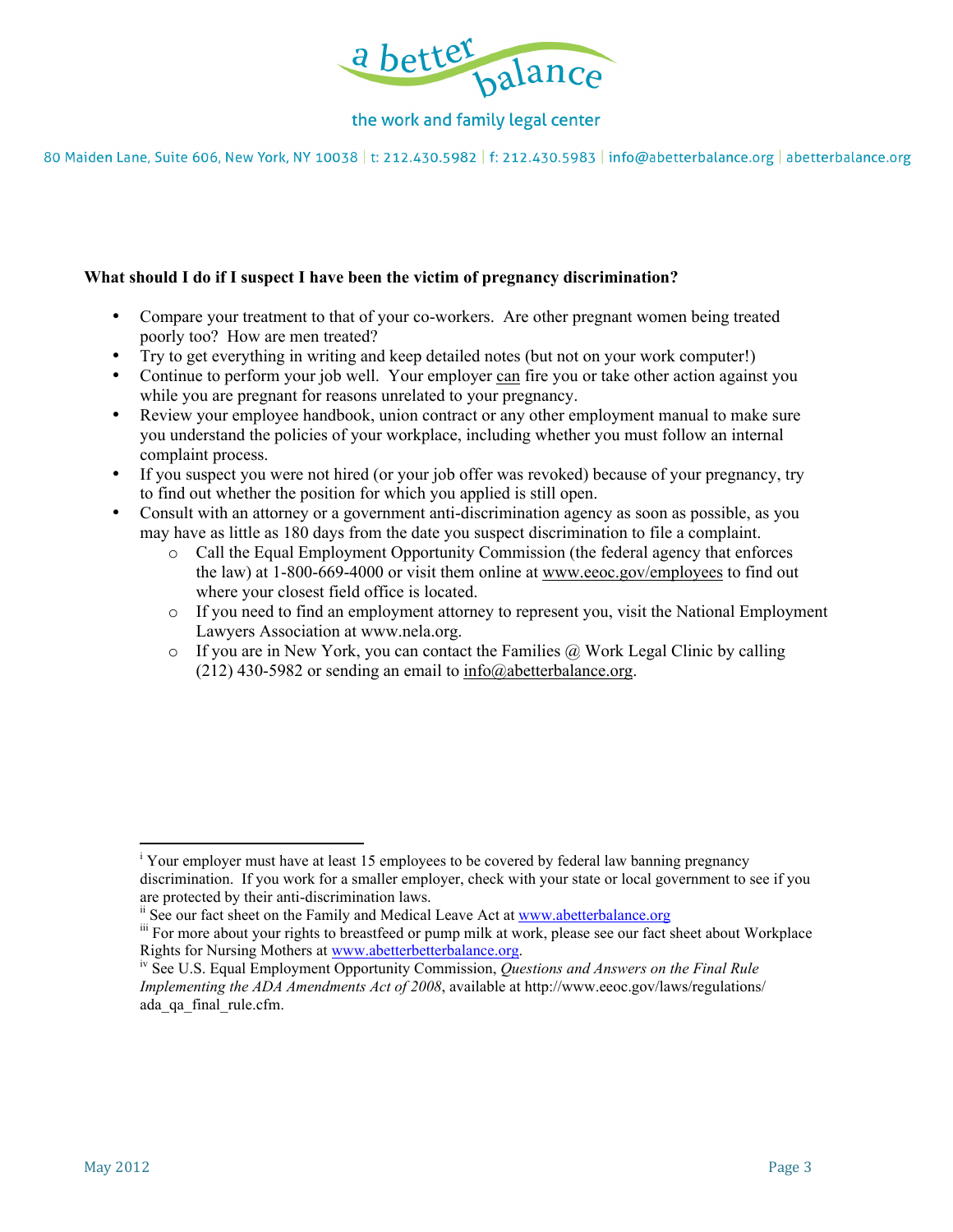a better balance

the work and family legal center

80 Maiden Lane, Suite 606, New York, NY 10038 | t: 212.430.5982 | f: 212.430.5983 | info@abetterbalance.org | abetterbalance.org

**What should I do if I suspect I have been the victim of pregnancy discrimination?**

- Compare your treatment to that of your co-workers. Are other pregnant women being treated poorly too? How are men treated?
- Try to get everything in writing and keep detailed notes (but not on your work computer!)
- Continue to perform your job well. Your employer can fire you or take other action against you while you are pregnant for reasons unrelated to your pregnancy.
- Review your employee handbook, union contract or any other employment manual to make sure you understand the policies of your workplace, including whether you must follow an internal complaint process.
- If you suspect you were not hired (or your job offer was revoked) because of your pregnancy, try to find out whether the position for which you applied is still open.
- Consult with an attorney or a government anti-discrimination agency as soon as possible, as you may have as little as 180 days from the date you suspect discrimination to file a complaint.
    - Call the Equal Employment Opportunity Commission (the federal agency that enforces the law) at 1-800-669-4000 or visit them online at www.eeoc.gov/employees to find out where your closest field office is located.
    - If you need to find an employment attorney to represent you, visit the National Employment Lawyers Association at www.nela.org.
    - If you are in New York, you can contact the Families @ Work Legal Clinic by calling (212) 430-5982 or sending an email to info@abetterbalance.org.

---

[i] Your employer must have at least 15 employees to be covered by federal law banning pregnancy discrimination. If you work for a smaller employer, check with your state or local government to see if you are protected by their anti-discrimination laws.

[ii] See our fact sheet on the Family and Medical Leave Act at www.abetterbalance.org

[iii] For more about your rights to breastfeed or pump milk at work, please see our fact sheet about Workplace Rights for Nursing Mothers at www.abetterbetterbalance.org.

[iv] See U.S. Equal Employment Opportunity Commission, *Questions and Answers on the Final Rule Implementing the ADA Amendments Act of 2008*, available at http://www.eeoc.gov/laws/regulations/ada_qa_final_rule.cfm.

May 2012